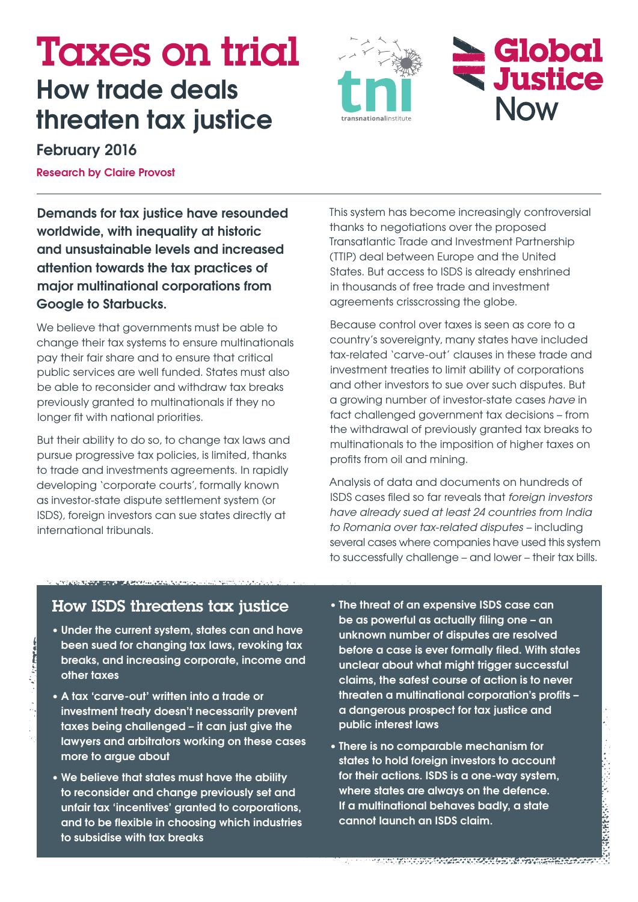# Taxes on trial

## How trade deals threaten tax justice

**February 2016**

**Research by Claire Provost**

**Demands for tax justice have resounded worldwide, with inequality at historic and unsustainable levels and increased attention towards the tax practices of major multinational corporations from Google to Starbucks.**

We believe that governments must be able to change their tax systems to ensure multinationals pay their fair share and to ensure that critical public services are well funded. States must also be able to reconsider and withdraw tax breaks previously granted to multinationals if they no longer fit with national priorities.

But their ability to do so, to change tax laws and pursue progressive tax policies, is limited, thanks to trade and investments agreements. In rapidly developing 'corporate courts', formally known as investor-state dispute settlement system (or ISDS), foreign investors can sue states directly at international tribunals.

This system has become increasingly controversial thanks to negotiations over the proposed Transatlantic Trade and Investment Partnership (TTIP) deal between Europe and the United States. But access to ISDS is already enshrined in thousands of free trade and investment agreements crisscrossing the globe.

Because control over taxes is seen as core to a country's sovereignty, many states have included tax-related 'carve-out' clauses in these trade and investment treaties to limit ability of corporations and other investors to sue over such disputes. But a growing number of investor-state cases *have* in fact challenged government tax decisions – from the withdrawal of previously granted tax breaks to multinationals to the imposition of higher taxes on profits from oil and mining.

Analysis of data and documents on hundreds of ISDS cases filed so far reveals that *foreign investors have already sued at least 24 countries from India to Romania over tax-related disputes* – including several cases where companies have used this system to successfully challenge – and lower – their tax bills.

### How ISDS threatens tax justice

- **Under the current system, states can and have been sued for changing tax laws, revoking tax breaks, and increasing corporate, income and other taxes**
- **A tax 'carve-out' written into a trade or investment treaty doesn't necessarily prevent taxes being challenged – it can just give the lawyers and arbitrators working on these cases more to argue about**
- **We believe that states must have the ability to reconsider and change previously set and unfair tax 'incentives' granted to corporations, and to be flexible in choosing which industries to subsidise with tax breaks**
- **The threat of an expensive ISDS case can be as powerful as actually filing one – an unknown number of disputes are resolved before a case is ever formally filed. With states unclear about what might trigger successful claims, the safest course of action is to never threaten a multinational corporation's profits – a dangerous prospect for tax justice and public interest laws**
- **There is no comparable mechanism for states to hold foreign investors to account for their actions. ISDS is a one-way system, where states are always on the defence. If a multinational behaves badly, a state cannot launch an ISDS claim.**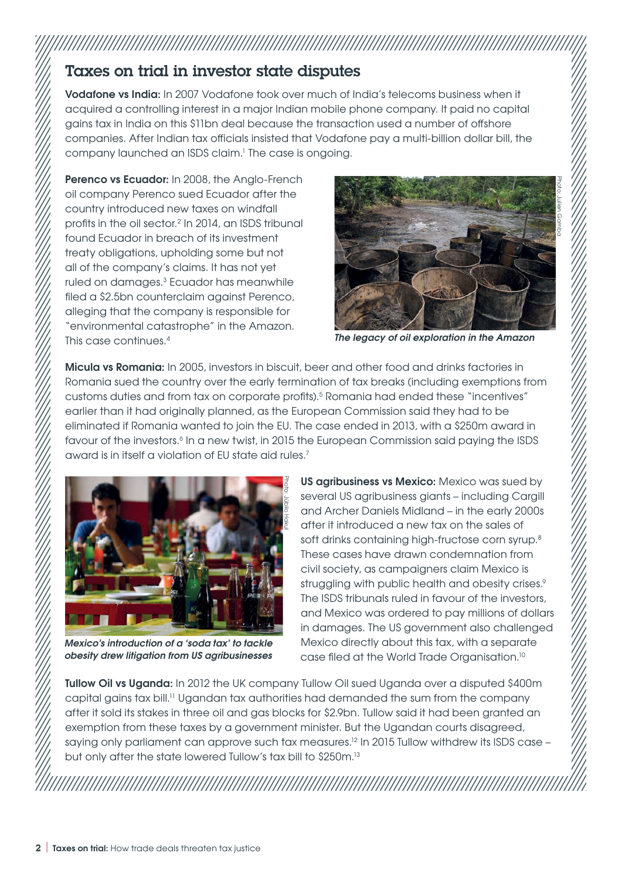## Taxes on trial in investor state disputes

**Vodafone vs India:** In 2007 Vodafone took over much of India's telecoms business when it acquired a controlling interest in a major Indian mobile phone company. It paid no capital gains tax in India on this $11bn deal because the transaction used a number of offshore companies. After Indian tax officials insisted that Vodafone pay a multi-billion dollar bill, the company launched an ISDS claim.[1] The case is ongoing.

**Perenco vs Ecuador:** In 2008, the Anglo-French oil company Perenco sued Ecuador after the country introduced new taxes on windfall profits in the oil sector.[2] In 2014, an ISDS tribunal found Ecuador in breach of its investment treaty obligations, upholding some but not all of the company's claims. It has not yet ruled on damages.[3] Ecuador has meanwhile filed a $2.5bn counterclaim against Perenco, alleging that the company is responsible for "environmental catastrophe" in the Amazon. This case continues.[4]

*The legacy of oil exploration in the Amazon*

Photo: Julien Gomba

**Micula vs Romania:** In 2005, investors in biscuit, beer and other food and drinks factories in Romania sued the country over the early termination of tax breaks (including exemptions from customs duties and from tax on corporate profits).[5] Romania had ended these "incentives" earlier than it had originally planned, as the European Commission said they had to be eliminated if Romania wanted to join the EU. The case ended in 2013, with a $250m award in favour of the investors.[6] In a new twist, in 2015 the European Commission said paying the ISDS award is in itself a violation of EU state aid rules.[7]

**US agribusiness vs Mexico:** Mexico was sued by several US agribusiness giants – including Cargill and Archer Daniels Midland – in the early 2000s after it introduced a new tax on the sales of soft drinks containing high-fructose corn syrup.[8] These cases have drawn condemnation from civil society, as campaigners claim Mexico is struggling with public health and obesity crises.[9] The ISDS tribunals ruled in favour of the investors, and Mexico was ordered to pay millions of dollars in damages. The US government also challenged Mexico directly about this tax, with a separate case filed at the World Trade Organisation.[10]

*Mexico's introduction of a 'soda tax' to tackle obesity drew litigation from US agribusinesses*

Photo: Jubilo Haku

**Tullow Oil vs Uganda:** In 2012 the UK company Tullow Oil sued Uganda over a disputed $400m capital gains tax bill.[11] Ugandan tax authorities had demanded the sum from the company after it sold its stakes in three oil and gas blocks for $2.9bn. Tullow said it had been granted an exemption from these taxes by a government minister. But the Ugandan courts disagreed, saying only parliament can approve such tax measures.[12] In 2015 Tullow withdrew its ISDS case – but only after the state lowered Tullow's tax bill to $250m.[13]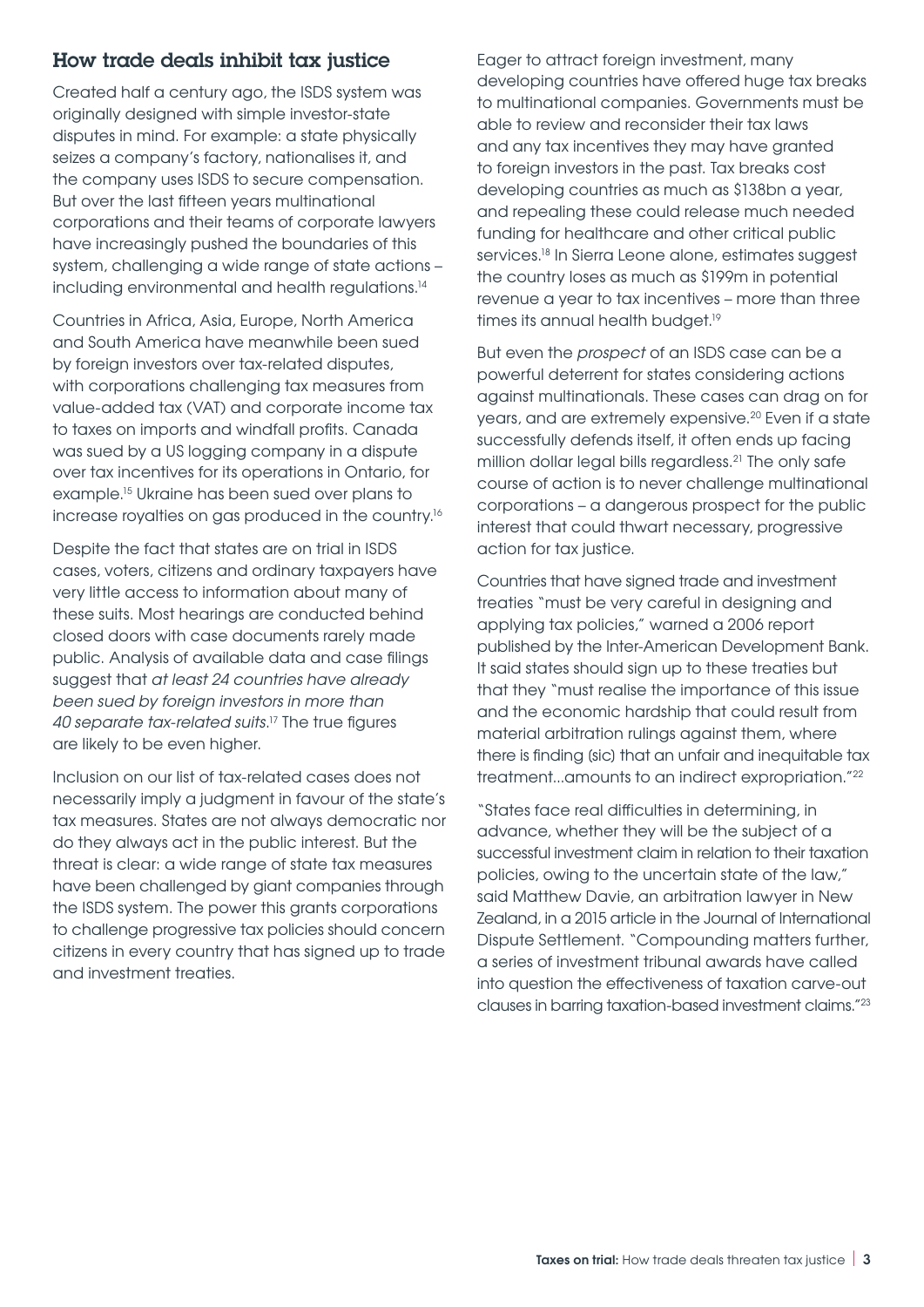## How trade deals inhibit tax justice

Created half a century ago, the ISDS system was originally designed with simple investor-state disputes in mind. For example: a state physically seizes a company's factory, nationalises it, and the company uses ISDS to secure compensation. But over the last fifteen years multinational corporations and their teams of corporate lawyers have increasingly pushed the boundaries of this system, challenging a wide range of state actions – including environmental and health regulations.[14]

Countries in Africa, Asia, Europe, North America and South America have meanwhile been sued by foreign investors over tax-related disputes, with corporations challenging tax measures from value-added tax (VAT) and corporate income tax to taxes on imports and windfall profits. Canada was sued by a US logging company in a dispute over tax incentives for its operations in Ontario, for example.[15] Ukraine has been sued over plans to increase royalties on gas produced in the country.[16]

Despite the fact that states are on trial in ISDS cases, voters, citizens and ordinary taxpayers have very little access to information about many of these suits. Most hearings are conducted behind closed doors with case documents rarely made public. Analysis of available data and case filings suggest that *at least 24 countries have already been sued by foreign investors in more than 40 separate tax-related suits.*[17] The true figures are likely to be even higher.

Inclusion on our list of tax-related cases does not necessarily imply a judgment in favour of the state's tax measures. States are not always democratic nor do they always act in the public interest. But the threat is clear: a wide range of state tax measures have been challenged by giant companies through the ISDS system. The power this grants corporations to challenge progressive tax policies should concern citizens in every country that has signed up to trade and investment treaties.

Eager to attract foreign investment, many developing countries have offered huge tax breaks to multinational companies. Governments must be able to review and reconsider their tax laws and any tax incentives they may have granted to foreign investors in the past. Tax breaks cost developing countries as much as $138bn a year, and repealing these could release much needed funding for healthcare and other critical public services.[18] In Sierra Leone alone, estimates suggest the country loses as much as $199m in potential revenue a year to tax incentives – more than three times its annual health budget.[19]

But even the *prospect* of an ISDS case can be a powerful deterrent for states considering actions against multinationals. These cases can drag on for years, and are extremely expensive.[20] Even if a state successfully defends itself, it often ends up facing million dollar legal bills regardless.[21] The only safe course of action is to never challenge multinational corporations – a dangerous prospect for the public interest that could thwart necessary, progressive action for tax justice.

Countries that have signed trade and investment treaties "must be very careful in designing and applying tax policies," warned a 2006 report published by the Inter-American Development Bank. It said states should sign up to these treaties but that they "must realise the importance of this issue and the economic hardship that could result from material arbitration rulings against them, where there is finding (sic) that an unfair and inequitable tax treatment...amounts to an indirect expropriation."[22]

"States face real difficulties in determining, in advance, whether they will be the subject of a successful investment claim in relation to their taxation policies, owing to the uncertain state of the law," said Matthew Davie, an arbitration lawyer in New Zealand, in a 2015 article in the Journal of International Dispute Settlement. "Compounding matters further, a series of investment tribunal awards have called into question the effectiveness of taxation carve-out clauses in barring taxation-based investment claims."[23]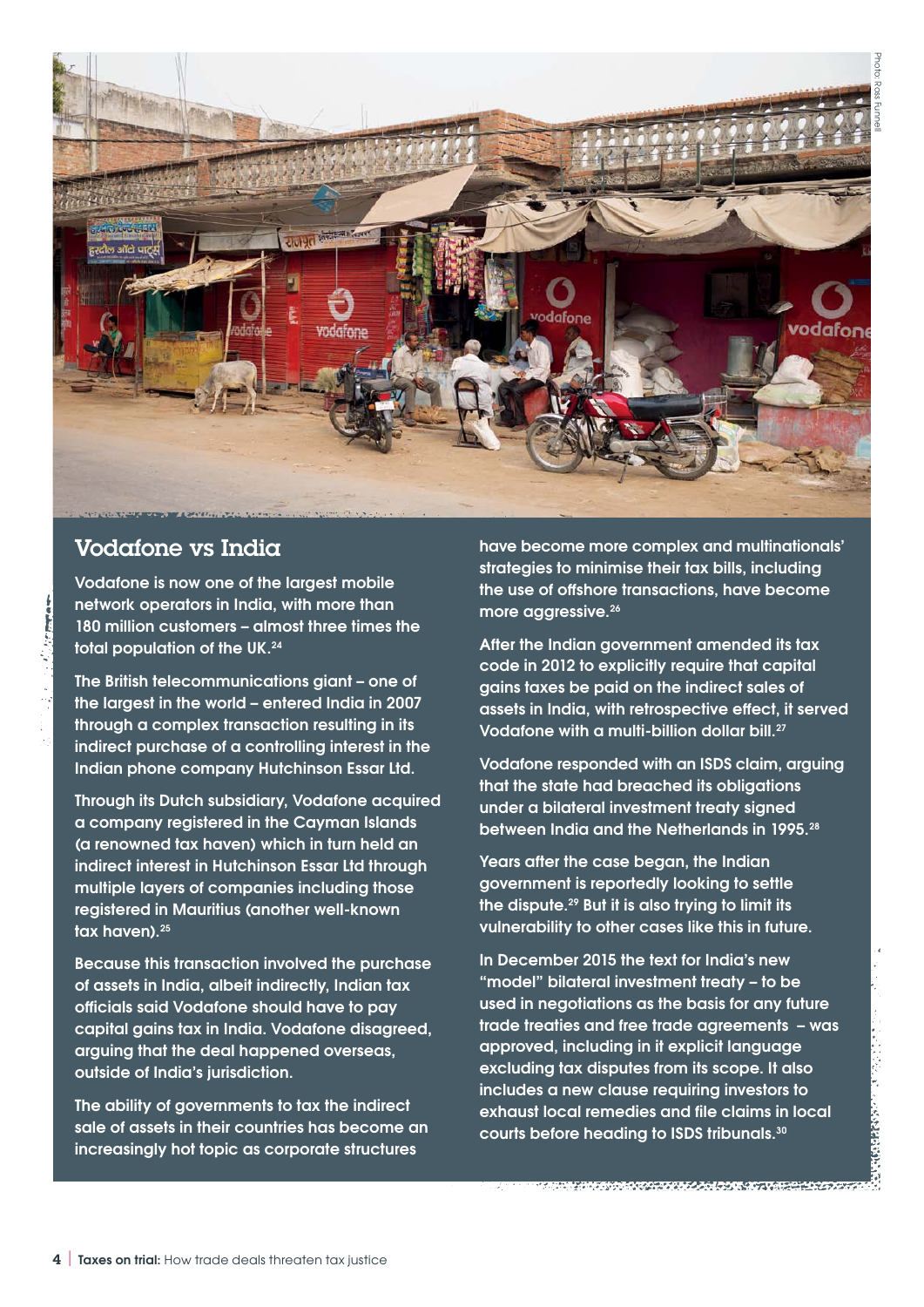Photo: Ross Funnell

## Vodafone vs India

Vodafone is now one of the largest mobile network operators in India, with more than 180 million customers – almost three times the total population of the UK.[24]

The British telecommunications giant – one of the largest in the world – entered India in 2007 through a complex transaction resulting in its indirect purchase of a controlling interest in the Indian phone company Hutchinson Essar Ltd.

Through its Dutch subsidiary, Vodafone acquired a company registered in the Cayman Islands (a renowned tax haven) which in turn held an indirect interest in Hutchinson Essar Ltd through multiple layers of companies including those registered in Mauritius (another well-known tax haven).[25]

Because this transaction involved the purchase of assets in India, albeit indirectly, Indian tax officials said Vodafone should have to pay capital gains tax in India. Vodafone disagreed, arguing that the deal happened overseas, outside of India's jurisdiction.

The ability of governments to tax the indirect sale of assets in their countries has become an increasingly hot topic as corporate structures have become more complex and multinationals' strategies to minimise their tax bills, including the use of offshore transactions, have become more aggressive.[26]

After the Indian government amended its tax code in 2012 to explicitly require that capital gains taxes be paid on the indirect sales of assets in India, with retrospective effect, it served Vodafone with a multi-billion dollar bill.[27]

Vodafone responded with an ISDS claim, arguing that the state had breached its obligations under a bilateral investment treaty signed between India and the Netherlands in 1995.[28]

Years after the case began, the Indian government is reportedly looking to settle the dispute.[29] But it is also trying to limit its vulnerability to other cases like this in future.

In December 2015 the text for India's new "model" bilateral investment treaty – to be used in negotiations as the basis for any future trade treaties and free trade agreements – was approved, including in it explicit language excluding tax disputes from its scope. It also includes a new clause requiring investors to exhaust local remedies and file claims in local courts before heading to ISDS tribunals.[30]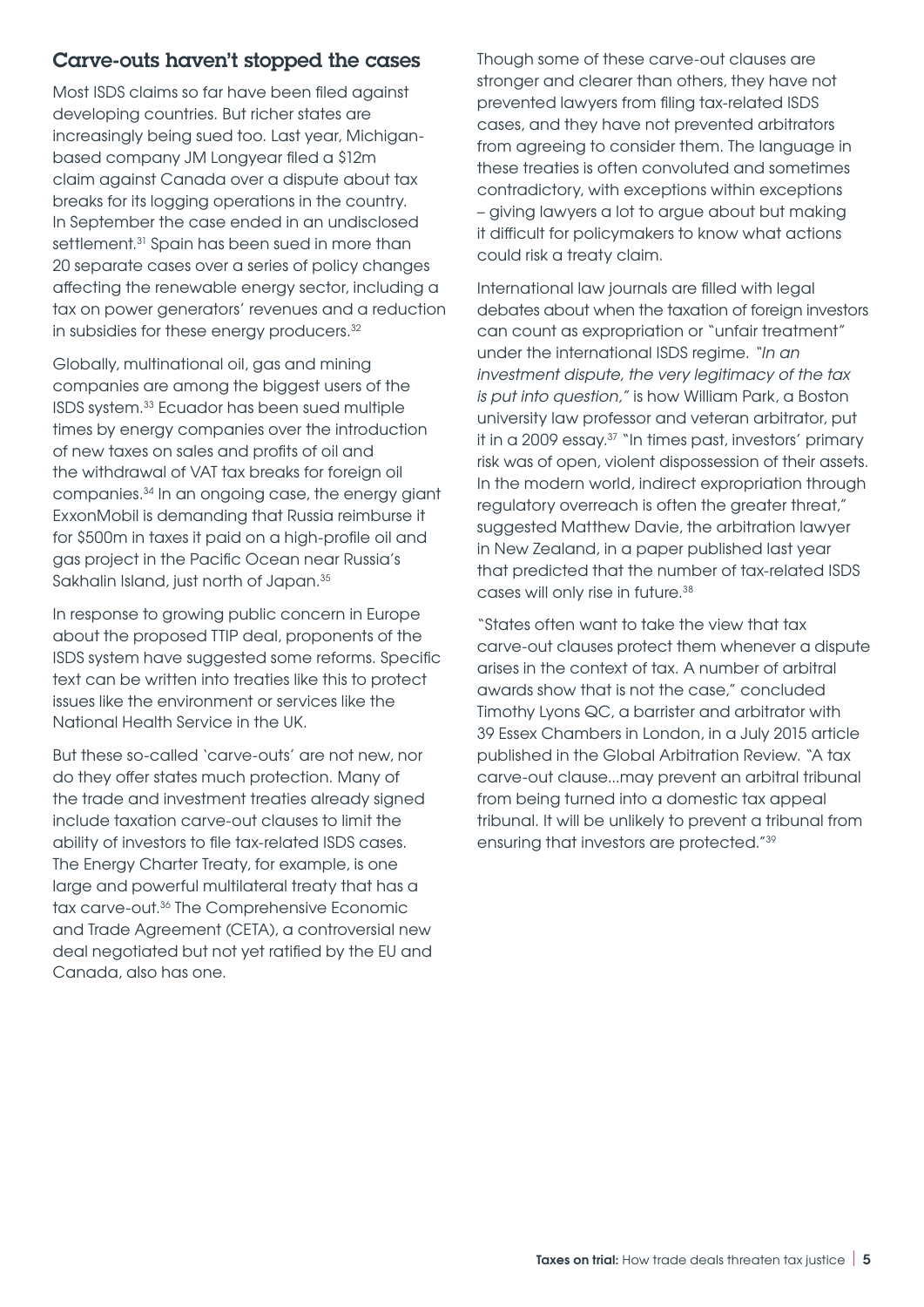## Carve-outs haven't stopped the cases

Most ISDS claims so far have been filed against developing countries. But richer states are increasingly being sued too. Last year, Michigan-based company JM Longyear filed a $12m claim against Canada over a dispute about tax breaks for its logging operations in the country. In September the case ended in an undisclosed settlement.[31] Spain has been sued in more than 20 separate cases over a series of policy changes affecting the renewable energy sector, including a tax on power generators' revenues and a reduction in subsidies for these energy producers.[32]

Globally, multinational oil, gas and mining companies are among the biggest users of the ISDS system.[33] Ecuador has been sued multiple times by energy companies over the introduction of new taxes on sales and profits of oil and the withdrawal of VAT tax breaks for foreign oil companies.[34] In an ongoing case, the energy giant ExxonMobil is demanding that Russia reimburse it for $500m in taxes it paid on a high-profile oil and gas project in the Pacific Ocean near Russia's Sakhalin Island, just north of Japan.[35]

In response to growing public concern in Europe about the proposed TTIP deal, proponents of the ISDS system have suggested some reforms. Specific text can be written into treaties like this to protect issues like the environment or services like the National Health Service in the UK.

But these so-called 'carve-outs' are not new, nor do they offer states much protection. Many of the trade and investment treaties already signed include taxation carve-out clauses to limit the ability of investors to file tax-related ISDS cases. The Energy Charter Treaty, for example, is one large and powerful multilateral treaty that has a tax carve-out.[36] The Comprehensive Economic and Trade Agreement (CETA), a controversial new deal negotiated but not yet ratified by the EU and Canada, also has one.

Though some of these carve-out clauses are stronger and clearer than others, they have not prevented lawyers from filing tax-related ISDS cases, and they have not prevented arbitrators from agreeing to consider them. The language in these treaties is often convoluted and sometimes contradictory, with exceptions within exceptions – giving lawyers a lot to argue about but making it difficult for policymakers to know what actions could risk a treaty claim.

International law journals are filled with legal debates about when the taxation of foreign investors can count as expropriation or "unfair treatment" under the international ISDS regime. *"In an investment dispute, the very legitimacy of the tax is put into question,"* is how William Park, a Boston university law professor and veteran arbitrator, put it in a 2009 essay.[37] "In times past, investors' primary risk was of open, violent dispossession of their assets. In the modern world, indirect expropriation through regulatory overreach is often the greater threat," suggested Matthew Davie, the arbitration lawyer in New Zealand, in a paper published last year that predicted that the number of tax-related ISDS cases will only rise in future.[38]

"States often want to take the view that tax carve-out clauses protect them whenever a dispute arises in the context of tax. A number of arbitral awards show that is not the case," concluded Timothy Lyons QC, a barrister and arbitrator with 39 Essex Chambers in London, in a July 2015 article published in the Global Arbitration Review. "A tax carve-out clause...may prevent an arbitral tribunal from being turned into a domestic tax appeal tribunal. It will be unlikely to prevent a tribunal from ensuring that investors are protected."[39]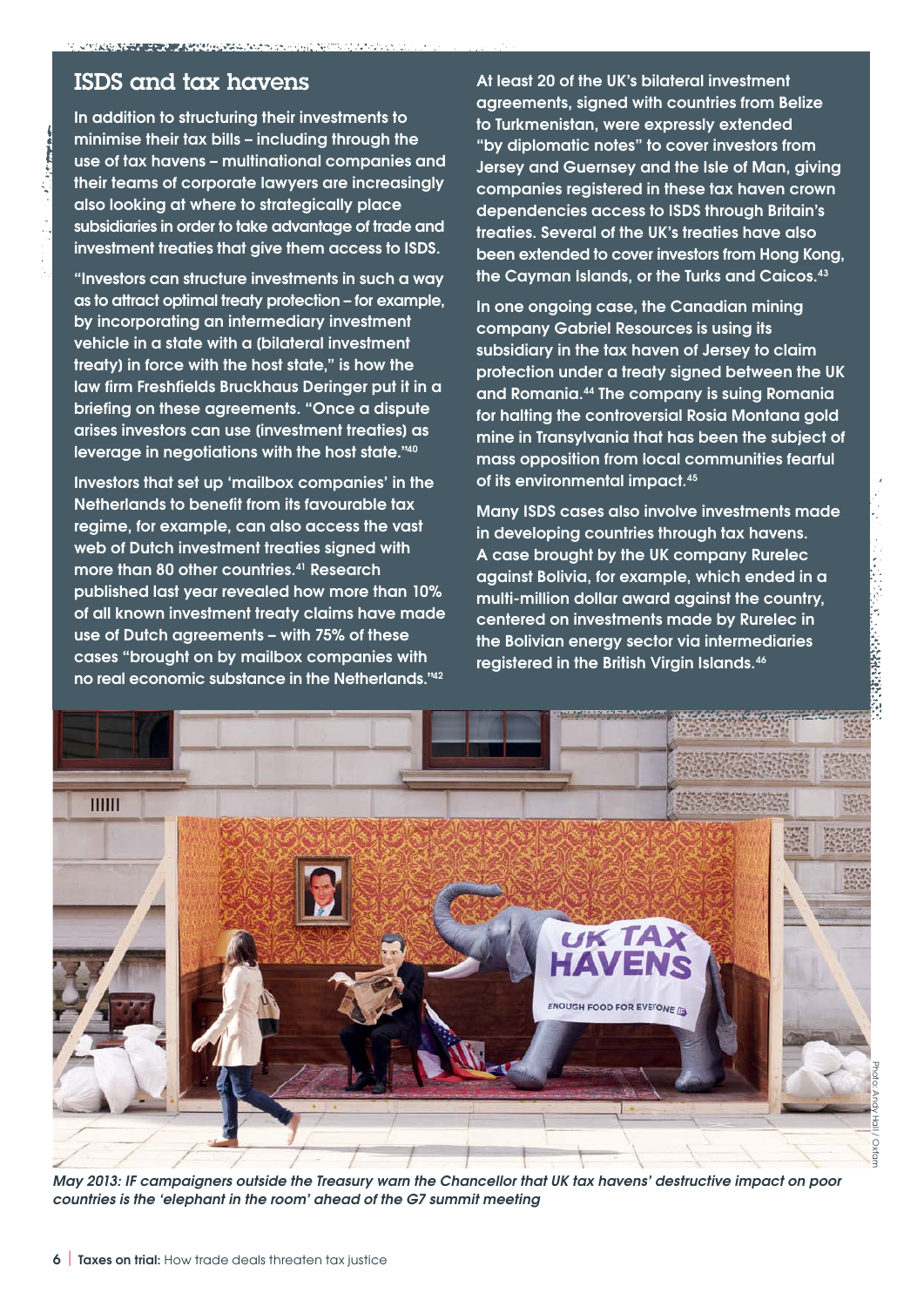## ISDS and tax havens

**In addition to structuring their investments to minimise their tax bills – including through the use of tax havens – multinational companies and their teams of corporate lawyers are increasingly also looking at where to strategically place subsidiaries in order to take advantage of trade and investment treaties that give them access to ISDS.**

**"Investors can structure investments in such a way as to attract optimal treaty protection – for example, by incorporating an intermediary investment vehicle in a state with a (bilateral investment treaty) in force with the host state," is how the law firm Freshfields Bruckhaus Deringer put it in a briefing on these agreements. "Once a dispute arises investors can use (investment treaties) as leverage in negotiations with the host state."[40]**

**Investors that set up 'mailbox companies' in the Netherlands to benefit from its favourable tax regime, for example, can also access the vast web of Dutch investment treaties signed with more than 80 other countries.[41] Research published last year revealed how more than 10% of all known investment treaty claims have made use of Dutch agreements – with 75% of these cases "brought on by mailbox companies with no real economic substance in the Netherlands."[42]**

**At least 20 of the UK's bilateral investment agreements, signed with countries from Belize to Turkmenistan, were expressly extended "by diplomatic notes" to cover investors from Jersey and Guernsey and the Isle of Man, giving companies registered in these tax haven crown dependencies access to ISDS through Britain's treaties. Several of the UK's treaties have also been extended to cover investors from Hong Kong, the Cayman Islands, or the Turks and Caicos.[43]**

**In one ongoing case, the Canadian mining company Gabriel Resources is using its subsidiary in the tax haven of Jersey to claim protection under a treaty signed between the UK and Romania.[44] The company is suing Romania for halting the controversial Rosia Montana gold mine in Transylvania that has been the subject of mass opposition from local communities fearful of its environmental impact.[45]**

**Many ISDS cases also involve investments made in developing countries through tax havens. A case brought by the UK company Rurelec against Bolivia, for example, which ended in a multi-million dollar award against the country, centered on investments made by Rurelec in the Bolivian energy sector via intermediaries registered in the British Virgin Islands.[46]**

Photo: Andy Hall / Oxfam

*May 2013: IF campaigners outside the Treasury warn the Chancellor that UK tax havens' destructive impact on poor countries is the 'elephant in the room' ahead of the G7 summit meeting*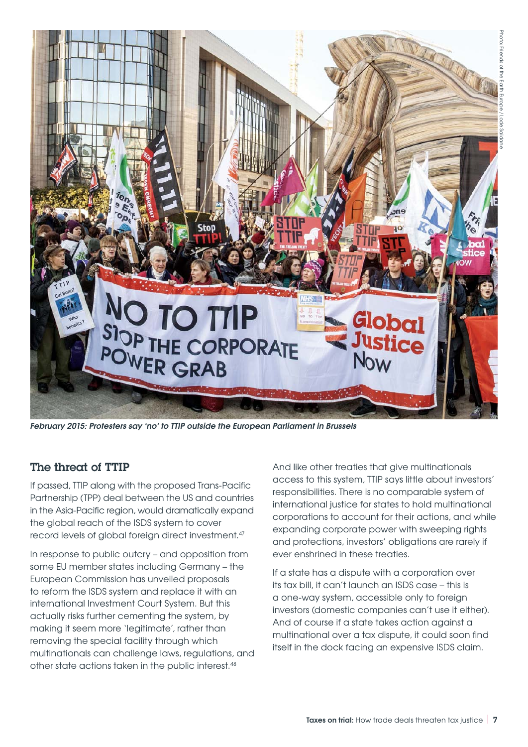*February 2015: Protesters say 'no' to TTIP outside the European Parliament in Brussels*

## The threat of TTIP

If passed, TTIP along with the proposed Trans-Pacific Partnership (TPP) deal between the US and countries in the Asia-Pacific region, would dramatically expand the global reach of the ISDS system to cover record levels of global foreign direct investment.[47]

In response to public outcry – and opposition from some EU member states including Germany – the European Commission has unveiled proposals to reform the ISDS system and replace it with an international Investment Court System. But this actually risks further cementing the system, by making it seem more 'legitimate', rather than removing the special facility through which multinationals can challenge laws, regulations, and other state actions taken in the public interest.[48]

And like other treaties that give multinationals access to this system, TTIP says little about investors' responsibilities. There is no comparable system of international justice for states to hold multinational corporations to account for their actions, and while expanding corporate power with sweeping rights and protections, investors' obligations are rarely if ever enshrined in these treaties.

If a state has a dispute with a corporation over its tax bill, it can't launch an ISDS case – this is a one-way system, accessible only to foreign investors (domestic companies can't use it either). And of course if a state takes action against a multinational over a tax dispute, it could soon find itself in the dock facing an expensive ISDS claim.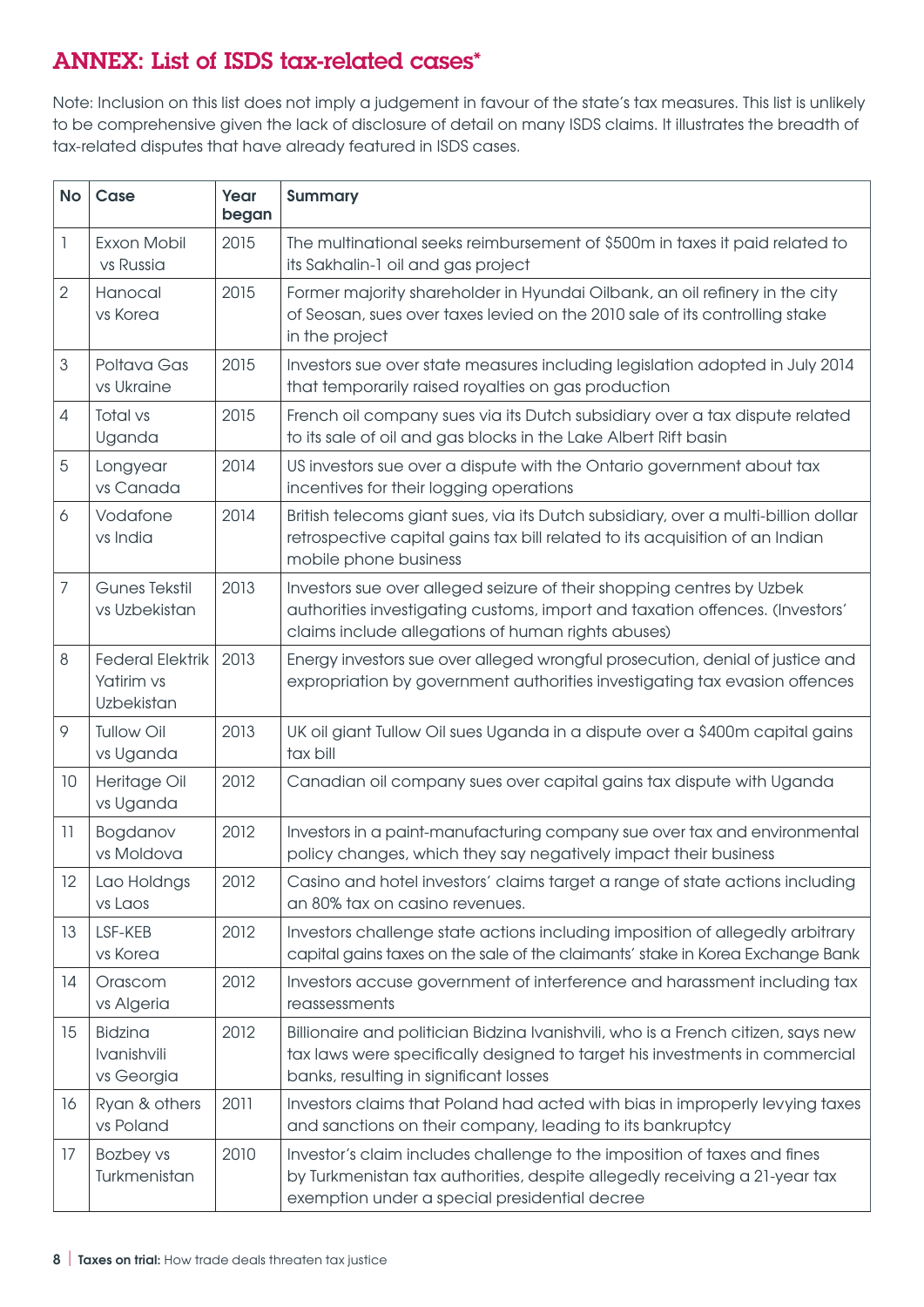## ANNEX: List of ISDS tax-related cases*

Note: Inclusion on this list does not imply a judgement in favour of the state's tax measures. This list is unlikely to be comprehensive given the lack of disclosure of detail on many ISDS claims. It illustrates the breadth of tax-related disputes that have already featured in ISDS cases.

| No | Case | Year began | Summary |
|---|---|---|---|
| 1 | Exxon Mobil vs Russia | 2015 | The multinational seeks reimbursement of $500m in taxes it paid related to its Sakhalin-1 oil and gas project |
| 2 | Hanocal vs Korea | 2015 | Former majority shareholder in Hyundai Oilbank, an oil refinery in the city of Seosan, sues over taxes levied on the 2010 sale of its controlling stake in the project |
| 3 | Poltava Gas vs Ukraine | 2015 | Investors sue over state measures including legislation adopted in July 2014 that temporarily raised royalties on gas production |
| 4 | Total vs Uganda | 2015 | French oil company sues via its Dutch subsidiary over a tax dispute related to its sale of oil and gas blocks in the Lake Albert Rift basin |
| 5 | Longyear vs Canada | 2014 | US investors sue over a dispute with the Ontario government about tax incentives for their logging operations |
| 6 | Vodafone vs India | 2014 | British telecoms giant sues, via its Dutch subsidiary, over a multi-billion dollar retrospective capital gains tax bill related to its acquisition of an Indian mobile phone business |
| 7 | Gunes Tekstil vs Uzbekistan | 2013 | Investors sue over alleged seizure of their shopping centres by Uzbek authorities investigating customs, import and taxation offences. (Investors' claims include allegations of human rights abuses) |
| 8 | Federal Elektrik Yatirim vs Uzbekistan | 2013 | Energy investors sue over alleged wrongful prosecution, denial of justice and expropriation by government authorities investigating tax evasion offences |
| 9 | Tullow Oil vs Uganda | 2013 | UK oil giant Tullow Oil sues Uganda in a dispute over a $400m capital gains tax bill |
| 10 | Heritage Oil vs Uganda | 2012 | Canadian oil company sues over capital gains tax dispute with Uganda |
| 11 | Bogdanov vs Moldova | 2012 | Investors in a paint-manufacturing company sue over tax and environmental policy changes, which they say negatively impact their business |
| 12 | Lao Holdngs vs Laos | 2012 | Casino and hotel investors' claims target a range of state actions including an 80% tax on casino revenues. |
| 13 | LSF-KEB vs Korea | 2012 | Investors challenge state actions including imposition of allegedly arbitrary capital gains taxes on the sale of the claimants' stake in Korea Exchange Bank |
| 14 | Orascom vs Algeria | 2012 | Investors accuse government of interference and harassment including tax reassessments |
| 15 | Bidzina Ivanishvili vs Georgia | 2012 | Billionaire and politician Bidzina Ivanishvili, who is a French citizen, says new tax laws were specifically designed to target his investments in commercial banks, resulting in significant losses |
| 16 | Ryan & others vs Poland | 2011 | Investors claims that Poland had acted with bias in improperly levying taxes and sanctions on their company, leading to its bankruptcy |
| 17 | Bozbey vs Turkmenistan | 2010 | Investor's claim includes challenge to the imposition of taxes and fines by Turkmenistan tax authorities, despite allegedly receiving a 21-year tax exemption under a special presidential decree |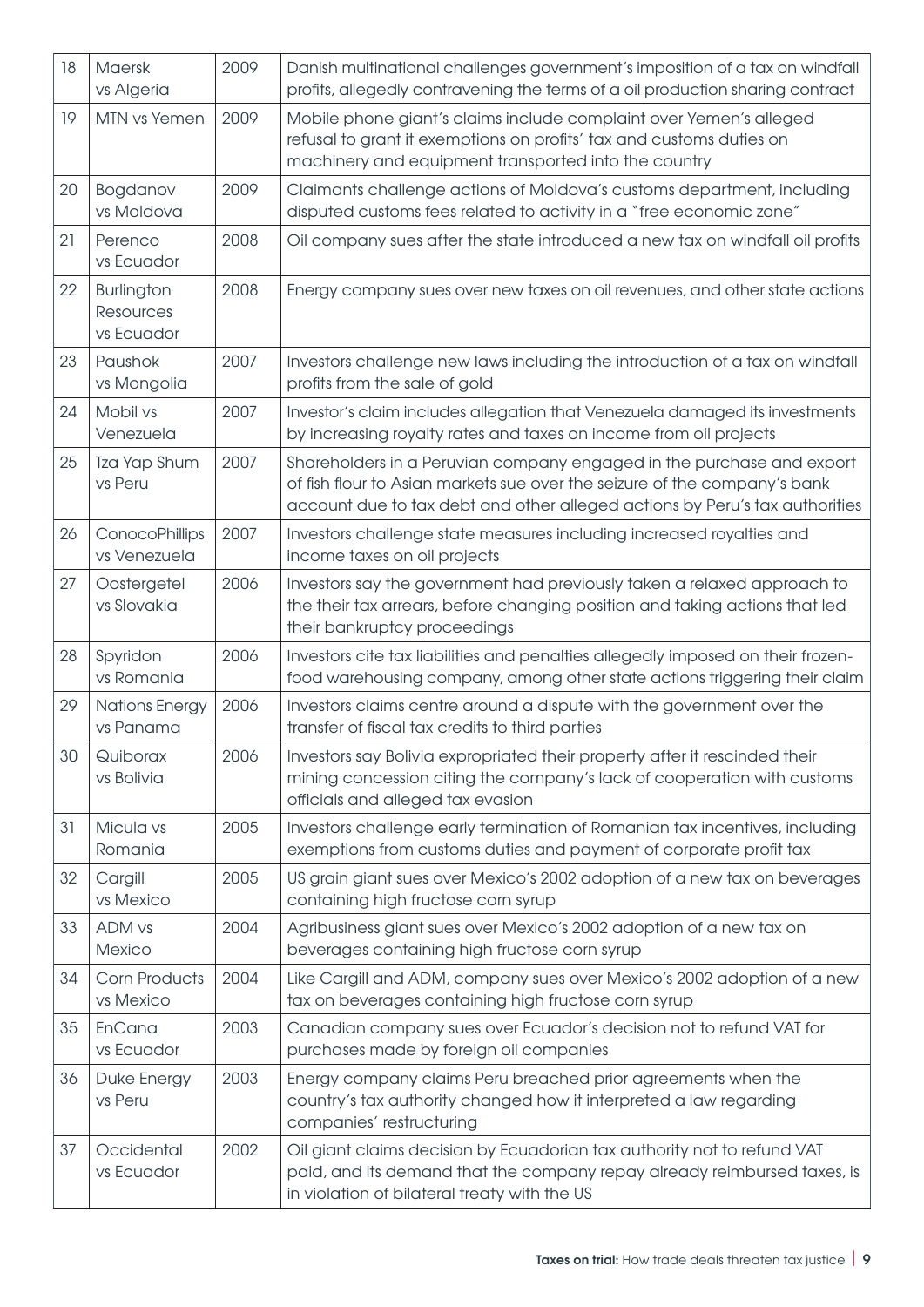| 18 | Maersk vs Algeria | 2009 | Danish multinational challenges government's imposition of a tax on windfall profits, allegedly contravening the terms of a oil production sharing contract |
|---|---|---|---|
| 19 | MTN vs Yemen | 2009 | Mobile phone giant's claims include complaint over Yemen's alleged refusal to grant it exemptions on profits' tax and customs duties on machinery and equipment transported into the country |
| 20 | Bogdanov vs Moldova | 2009 | Claimants challenge actions of Moldova's customs department, including disputed customs fees related to activity in a "free economic zone" |
| 21 | Perenco vs Ecuador | 2008 | Oil company sues after the state introduced a new tax on windfall oil profits |
| 22 | Burlington Resources vs Ecuador | 2008 | Energy company sues over new taxes on oil revenues, and other state actions |
| 23 | Paushok vs Mongolia | 2007 | Investors challenge new laws including the introduction of a tax on windfall profits from the sale of gold |
| 24 | Mobil vs Venezuela | 2007 | Investor's claim includes allegation that Venezuela damaged its investments by increasing royalty rates and taxes on income from oil projects |
| 25 | Tza Yap Shum vs Peru | 2007 | Shareholders in a Peruvian company engaged in the purchase and export of fish flour to Asian markets sue over the seizure of the company's bank account due to tax debt and other alleged actions by Peru's tax authorities |
| 26 | ConocoPhillips vs Venezuela | 2007 | Investors challenge state measures including increased royalties and income taxes on oil projects |
| 27 | Oostergetel vs Slovakia | 2006 | Investors say the government had previously taken a relaxed approach to the their tax arrears, before changing position and taking actions that led their bankruptcy proceedings |
| 28 | Spyridon vs Romania | 2006 | Investors cite tax liabilities and penalties allegedly imposed on their frozen-food warehousing company, among other state actions triggering their claim |
| 29 | Nations Energy vs Panama | 2006 | Investors claims centre around a dispute with the government over the transfer of fiscal tax credits to third parties |
| 30 | Quiborax vs Bolivia | 2006 | Investors say Bolivia expropriated their property after it rescinded their mining concession citing the company's lack of cooperation with customs officials and alleged tax evasion |
| 31 | Micula vs Romania | 2005 | Investors challenge early termination of Romanian tax incentives, including exemptions from customs duties and payment of corporate profit tax |
| 32 | Cargill vs Mexico | 2005 | US grain giant sues over Mexico's 2002 adoption of a new tax on beverages containing high fructose corn syrup |
| 33 | ADM vs Mexico | 2004 | Agribusiness giant sues over Mexico's 2002 adoption of a new tax on beverages containing high fructose corn syrup |
| 34 | Corn Products vs Mexico | 2004 | Like Cargill and ADM, company sues over Mexico's 2002 adoption of a new tax on beverages containing high fructose corn syrup |
| 35 | EnCana vs Ecuador | 2003 | Canadian company sues over Ecuador's decision not to refund VAT for purchases made by foreign oil companies |
| 36 | Duke Energy vs Peru | 2003 | Energy company claims Peru breached prior agreements when the country's tax authority changed how it interpreted a law regarding companies' restructuring |
| 37 | Occidental vs Ecuador | 2002 | Oil giant claims decision by Ecuadorian tax authority not to refund VAT paid, and its demand that the company repay already reimbursed taxes, is in violation of bilateral treaty with the US |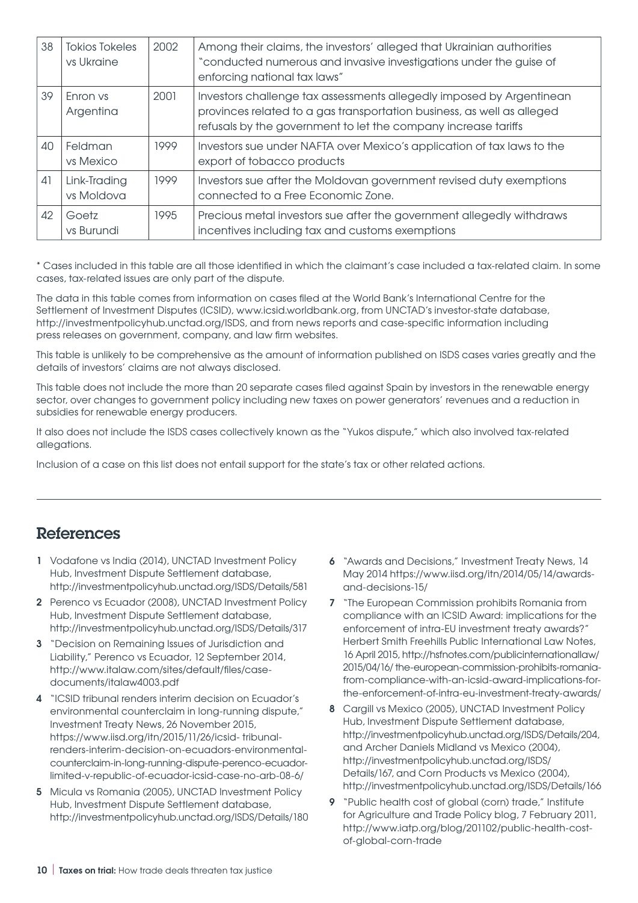| 38 | Tokios Tokeles vs Ukraine | 2002 | Among their claims, the investors' alleged that Ukrainian authorities "conducted numerous and invasive investigations under the guise of enforcing national tax laws" |
|---|---|---|---|
| 39 | Enron vs Argentina | 2001 | Investors challenge tax assessments allegedly imposed by Argentinean provinces related to a gas transportation business, as well as alleged refusals by the government to let the company increase tariffs |
| 40 | Feldman vs Mexico | 1999 | Investors sue under NAFTA over Mexico's application of tax laws to the export of tobacco products |
| 41 | Link-Trading vs Moldova | 1999 | Investors sue after the Moldovan government revised duty exemptions connected to a Free Economic Zone. |
| 42 | Goetz vs Burundi | 1995 | Precious metal investors sue after the government allegedly withdraws incentives including tax and customs exemptions |

* Cases included in this table are all those identified in which the claimant's case included a tax-related claim. In some cases, tax-related issues are only part of the dispute.

The data in this table comes from information on cases filed at the World Bank's International Centre for the Settlement of Investment Disputes (ICSID), www.icsid.worldbank.org, from UNCTAD's investor-state database, http://investmentpolicyhub.unctad.org/ISDS, and from news reports and case-specific information including press releases on government, company, and law firm websites.

This table is unlikely to be comprehensive as the amount of information published on ISDS cases varies greatly and the details of investors' claims are not always disclosed.

This table does not include the more than 20 separate cases filed against Spain by investors in the renewable energy sector, over changes to government policy including new taxes on power generators' revenues and a reduction in subsidies for renewable energy producers.

It also does not include the ISDS cases collectively known as the "Yukos dispute," which also involved tax-related allegations.

Inclusion of a case on this list does not entail support for the state's tax or other related actions.

## References

1. Vodafone vs India (2014), UNCTAD Investment Policy Hub, Investment Dispute Settlement database, http://investmentpolicyhub.unctad.org/ISDS/Details/581
2. Perenco vs Ecuador (2008), UNCTAD Investment Policy Hub, Investment Dispute Settlement database, http://investmentpolicyhub.unctad.org/ISDS/Details/317
3. "Decision on Remaining Issues of Jurisdiction and Liability," Perenco vs Ecuador, 12 September 2014, http://www.italaw.com/sites/default/files/case-documents/italaw4003.pdf
4. "ICSID tribunal renders interim decision on Ecuador's environmental counterclaim in long-running dispute," Investment Treaty News, 26 November 2015, https://www.iisd.org/itn/2015/11/26/icsid- tribunal-renders-interim-decision-on-ecuadors-environmental-counterclaim-in-long-running-dispute-perenco-ecuador-limited-v-republic-of-ecuador-icsid-case-no-arb-08-6/
5. Micula vs Romania (2005), UNCTAD Investment Policy Hub, Investment Dispute Settlement database, http://investmentpolicyhub.unctad.org/ISDS/Details/180
6. "Awards and Decisions," Investment Treaty News, 14 May 2014 https://www.iisd.org/itn/2014/05/14/awards-and-decisions-15/
7. "The European Commission prohibits Romania from compliance with an ICSID Award: implications for the enforcement of intra-EU investment treaty awards?" Herbert Smith Freehills Public International Law Notes, 16 April 2015, http://hsfnotes.com/publicinternationallaw/2015/04/16/ the-european-commission-prohibits-romania-from-compliance-with-an-icsid-award-implications-for-the-enforcement-of-intra-eu-investment-treaty-awards/
8. Cargill vs Mexico (2005), UNCTAD Investment Policy Hub, Investment Dispute Settlement database, http://investmentpolicyhub.unctad.org/ISDS/Details/204, and Archer Daniels Midland vs Mexico (2004), http://investmentpolicyhub.unctad.org/ISDS/Details/167, and Corn Products vs Mexico (2004), http://investmentpolicyhub.unctad.org/ISDS/Details/166
9. "Public health cost of global (corn) trade," Institute for Agriculture and Trade Policy blog, 7 February 2011, http://www.iatp.org/blog/201102/public-health-cost-of-global-corn-trade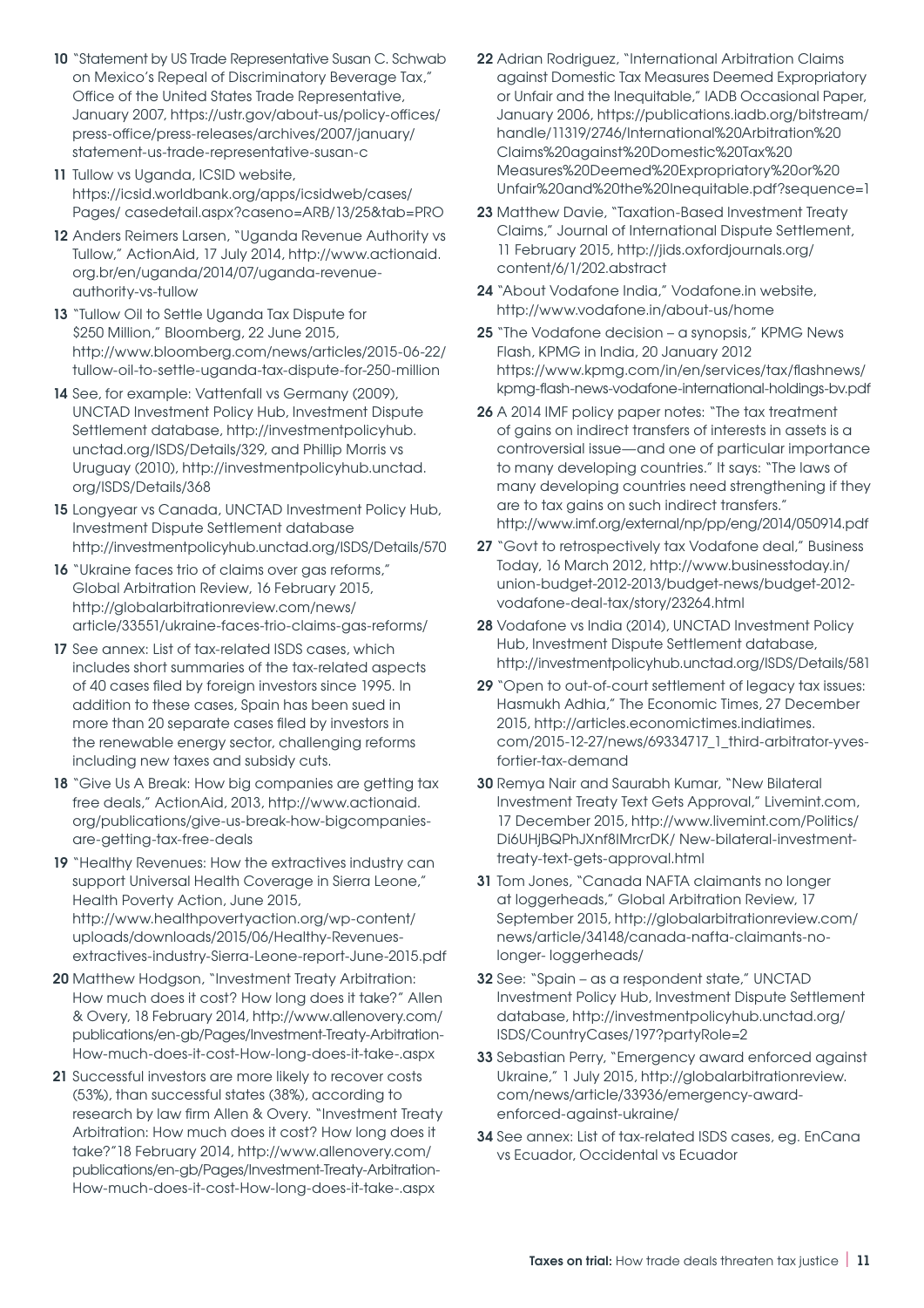10 "Statement by US Trade Representative Susan C. Schwab on Mexico's Repeal of Discriminatory Beverage Tax," Office of the United States Trade Representative, January 2007, https://ustr.gov/about-us/policy-offices/press-office/press-releases/archives/2007/january/statement-us-trade-representative-susan-c

11 Tullow vs Uganda, ICSID website, https://icsid.worldbank.org/apps/icsidweb/cases/Pages/ casedetail.aspx?caseno=ARB/13/25&tab=PRO

12 Anders Reimers Larsen, "Uganda Revenue Authority vs Tullow," ActionAid, 17 July 2014, http://www.actionaid.org.br/en/uganda/2014/07/uganda-revenue-authority-vs-tullow

13 "Tullow Oil to Settle Uganda Tax Dispute for $250 Million," Bloomberg, 22 June 2015, http://www.bloomberg.com/news/articles/2015-06-22/tullow-oil-to-settle-uganda-tax-dispute-for-250-million

14 See, for example: Vattenfall vs Germany (2009), UNCTAD Investment Policy Hub, Investment Dispute Settlement database, http://investmentpolicyhub.unctad.org/ISDS/Details/329, and Phillip Morris vs Uruguay (2010), http://investmentpolicyhub.unctad.org/ISDS/Details/368

15 Longyear vs Canada, UNCTAD Investment Policy Hub, Investment Dispute Settlement database http://investmentpolicyhub.unctad.org/ISDS/Details/570

16 "Ukraine faces trio of claims over gas reforms," Global Arbitration Review, 16 February 2015, http://globalarbitrationreview.com/news/article/33551/ukraine-faces-trio-claims-gas-reforms/

17 See annex: List of tax-related ISDS cases, which includes short summaries of the tax-related aspects of 40 cases filed by foreign investors since 1995. In addition to these cases, Spain has been sued in more than 20 separate cases filed by investors in the renewable energy sector, challenging reforms including new taxes and subsidy cuts.

18 "Give Us A Break: How big companies are getting tax free deals," ActionAid, 2013, http://www.actionaid.org/publications/give-us-break-how-bigcompanies-are-getting-tax-free-deals

19 "Healthy Revenues: How the extractives industry can support Universal Health Coverage in Sierra Leone," Health Poverty Action, June 2015, http://www.healthpovertyaction.org/wp-content/uploads/downloads/2015/06/Healthy-Revenues-extractives-industry-Sierra-Leone-report-June-2015.pdf

20 Matthew Hodgson, "Investment Treaty Arbitration: How much does it cost? How long does it take?" Allen & Overy, 18 February 2014, http://www.allenovery.com/publications/en-gb/Pages/Investment-Treaty-Arbitration-How-much-does-it-cost-How-long-does-it-take-.aspx

21 Successful investors are more likely to recover costs (53%), than successful states (38%), according to research by law firm Allen & Overy. "Investment Treaty Arbitration: How much does it cost? How long does it take?"18 February 2014, http://www.allenovery.com/publications/en-gb/Pages/Investment-Treaty-Arbitration-How-much-does-it-cost-How-long-does-it-take-.aspx

22 Adrian Rodriguez, "International Arbitration Claims against Domestic Tax Measures Deemed Expropriatory or Unfair and the Inequitable," IADB Occasional Paper, January 2006, https://publications.iadb.org/bitstream/handle/11319/2746/International%20Arbitration%20Claims%20against%20Domestic%20Tax%20Measures%20Deemed%20Expropriatory%20or%20Unfair%20and%20the%20Inequitable.pdf?sequence=1

23 Matthew Davie, "Taxation-Based Investment Treaty Claims," Journal of International Dispute Settlement, 11 February 2015, http://jids.oxfordjournals.org/content/6/1/202.abstract

24 "About Vodafone India," Vodafone.in website, http://www.vodafone.in/about-us/home

25 "The Vodafone decision – a synopsis," KPMG News Flash, KPMG in India, 20 January 2012 https://www.kpmg.com/in/en/services/tax/flashnews/kpmg-flash-news-vodafone-international-holdings-bv.pdf

26 A 2014 IMF policy paper notes: "The tax treatment of gains on indirect transfers of interests in assets is a controversial issue—and one of particular importance to many developing countries." It says: "The laws of many developing countries need strengthening if they are to tax gains on such indirect transfers." http://www.imf.org/external/np/pp/eng/2014/050914.pdf

27 "Govt to retrospectively tax Vodafone deal," Business Today, 16 March 2012, http://www.businesstoday.in/union-budget-2012-2013/budget-news/budget-2012-vodafone-deal-tax/story/23264.html

28 Vodafone vs India (2014), UNCTAD Investment Policy Hub, Investment Dispute Settlement database, http://investmentpolicyhub.unctad.org/ISDS/Details/581

29 "Open to out-of-court settlement of legacy tax issues: Hasmukh Adhia," The Economic Times, 27 December 2015, http://articles.economictimes.indiatimes.com/2015-12-27/news/69334717_1_third-arbitrator-yves-fortier-tax-demand

30 Remya Nair and Saurabh Kumar, "New Bilateral Investment Treaty Text Gets Approval," Livemint.com, 17 December 2015, http://www.livemint.com/Politics/Di6UHjBQPhJXnf8lMrcrDK/ New-bilateral-investment-treaty-text-gets-approval.html

31 Tom Jones, "Canada NAFTA claimants no longer at loggerheads," Global Arbitration Review, 17 September 2015, http://globalarbitrationreview.com/news/article/34148/canada-nafta-claimants-no-longer- loggerheads/

32 See: "Spain – as a respondent state," UNCTAD Investment Policy Hub, Investment Dispute Settlement database, http://investmentpolicyhub.unctad.org/ISDS/CountryCases/197?partyRole=2

33 Sebastian Perry, "Emergency award enforced against Ukraine," 1 July 2015, http://globalarbitrationreview.com/news/article/33936/emergency-award-enforced-against-ukraine/

34 See annex: List of tax-related ISDS cases, eg. EnCana vs Ecuador, Occidental vs Ecuador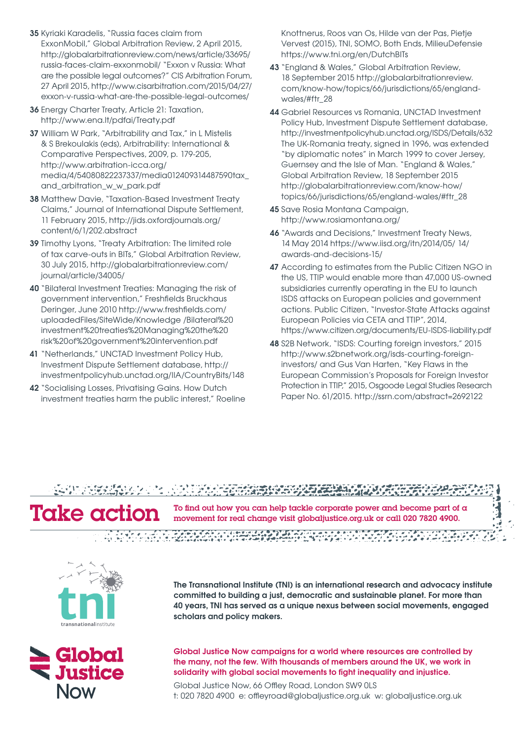35 Kyriaki Karadelis, "Russia faces claim from ExxonMobil," Global Arbitration Review, 2 April 2015, http://globalarbitrationreview.com/news/article/33695/russia-faces-claim-exxonmobil/ "Exxon v Russia: What are the possible legal outcomes?" CIS Arbitration Forum, 27 April 2015, http://www.cisarbitration.com/2015/04/27/exxon-v-russia-what-are-the-possible-legal-outcomes/

36 Energy Charter Treaty, Article 21: Taxation, http://www.ena.lt/pdfai/Treaty.pdf

37 William W Park, "Arbitrability and Tax," in L Mistelis & S Brekoulakis (eds), Arbitrability: International & Comparative Perspectives, 2009, p. 179-205, http://www.arbitration-icca.org/media/4/54080822237337/media012409314487590tax_and_arbitration_w_w_park.pdf

38 Matthew Davie, "Taxation-Based Investment Treaty Claims," Journal of International Dispute Settlement, 11 February 2015, http://jids.oxfordjournals.org/content/6/1/202.abstract

39 Timothy Lyons, "Treaty Arbitration: The limited role of tax carve-outs in BITs," Global Arbitration Review, 30 July 2015, http://globalarbitrationreview.com/journal/article/34005/

40 "Bilateral Investment Treaties: Managing the risk of government intervention," Freshfields Bruckhaus Deringer, June 2010 http://www.freshfields.com/uploadedFiles/SiteWide/Knowledge /Bilateral%20investment%20treaties%20Managing%20the%20risk%20of%20government%20intervention.pdf

41 "Netherlands," UNCTAD Investment Policy Hub, Investment Dispute Settlement database, http://investmentpolicyhub.unctad.org/IIA/CountryBits/148

42 "Socialising Losses, Privatising Gains. How Dutch investment treaties harm the public interest," Roeline Knottnerus, Roos van Os, Hilde van der Pas, Pietje Vervest (2015), TNI, SOMO, Both Ends, MilieuDefensie https://www.tni.org/en/DutchBITs

43 "England & Wales," Global Arbitration Review, 18 September 2015 http://globalarbitrationreview.com/know-how/topics/66/jurisdictions/65/england-wales/#ftr_28

44 Gabriel Resources vs Romania, UNCTAD Investment Policy Hub, Investment Dispute Settlement database, http://investmentpolicyhub.unctad.org/ISDS/Details/632 The UK-Romania treaty, signed in 1996, was extended "by diplomatic notes" in March 1999 to cover Jersey, Guernsey and the Isle of Man. "England & Wales," Global Arbitration Review, 18 September 2015 http://globalarbitrationreview.com/know-how/topics/66/jurisdictions/65/england-wales/#ftr_28

45 Save Rosia Montana Campaign, http://www.rosiamontana.org/

46 "Awards and Decisions," Investment Treaty News, 14 May 2014 https://www.iisd.org/itn/2014/05/ 14/awards-and-decisions-15/

47 According to estimates from the Public Citizen NGO in the US, TTIP would enable more than 47,000 US-owned subsidiaries currently operating in the EU to launch ISDS attacks on European policies and government actions. Public Citizen, "Investor-State Attacks against European Policies via CETA and TTIP", 2014, https://www.citizen.org/documents/EU-ISDS-liability.pdf

48 S2B Network, "ISDS: Courting foreign investors," 2015 http://www.s2bnetwork.org/isds-courting-foreign-investors/ and Gus Van Harten, "Key Flaws in the European Commission's Proposals for Foreign Investor Protection in TTIP," 2015, Osgoode Legal Studies Research Paper No. 61/2015. http://ssrn.com/abstract=2692122

# Take action

**To find out how you can help tackle corporate power and become part of a movement for real change visit globaljustice.org.uk or call 020 7820 4900.**

tni transnationalinstitute

**The Transnational Institute (TNI) is an international research and advocacy institute committed to building a just, democratic and sustainable planet. For more than 40 years, TNI has served as a unique nexus between social movements, engaged scholars and policy makers.**

Global Justice Now

**Global Justice Now campaigns for a world where resources are controlled by the many, not the few. With thousands of members around the UK, we work in solidarity with global social movements to fight inequality and injustice.**

Global Justice Now, 66 Offley Road, London SW9 0LS
t: 020 7820 4900 e: offleyroad@globaljustice.org.uk w: globaljustice.org.uk